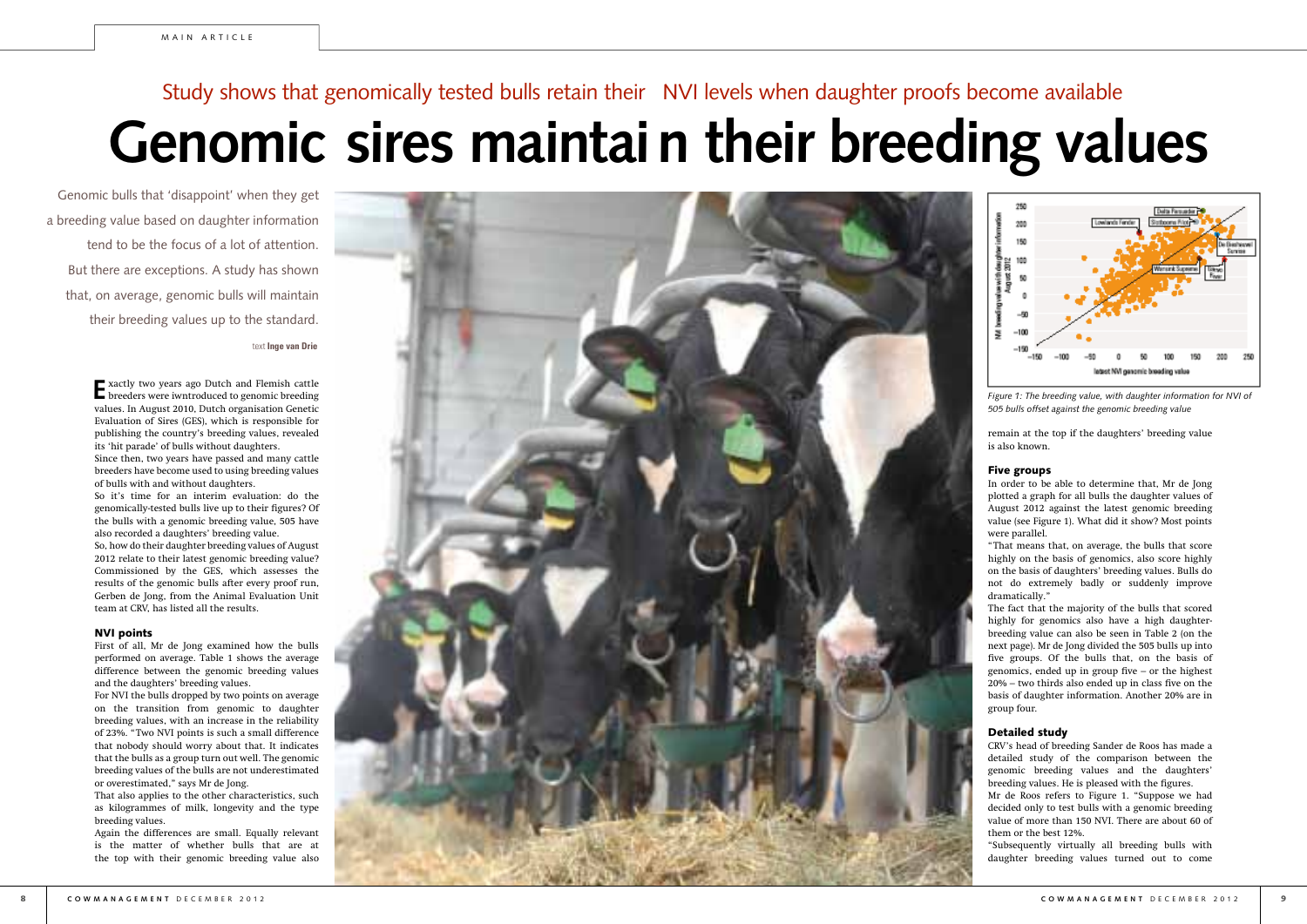Study shows that genomically tested bulls retain their NVI levels when daughter proofs become available

# Genomic sires maintain their breeding values

Genomic bulls that 'disappoint' when they get a breeding value based on daughter information tend to be the focus of a lot of attention. But there are exceptions. A study has shown that, on average, genomic bulls will maintain their breeding values up to the standard.

text **Inge van Drie**

Exactly two years ago Dutch and Flemish cattle breeders were iwntroduced to genomic breeding values. In August 2010, Dutch organisation Genetic Evaluation of Sires (GES), which is responsible for publishing the country's breeding values, revealed its 'hit parade' of bulls without daughters.

Since then, two years have passed and many cattle breeders have become used to using breeding values of bulls with and without daughters.

So it's time for an interim evaluation: do the genomically-tested bulls live up to their figures? Of the bulls with a genomic breeding value, 505 have also recorded a daughters' breeding value.

So, how do their daughter breeding values of August 2012 relate to their latest genomic breeding value? Commissioned by the GES, which assesses the results of the genomic bulls after every proof run, Gerben de Jong, from the Animal Evaluation Unit team at CRV, has listed all the results.

### NVI points

First of all, Mr de Jong examined how the bulls performed on average. Table 1 shows the average difference between the genomic breeding values and the daughters' breeding values.

For NVI the bulls dropped by two points on average on the transition from genomic to daughter breeding values, with an increase in the reliability of 23%. "Two NVI points is such a small difference that nobody should worry about that. It indicates that the bulls as a group turn out well. The genomic breeding values of the bulls are not underestimated or overestimated," says Mr de Jong.

That also applies to the other characteristics, such as kilogrammes of milk, longevity and the type breeding values.

Again the differences are small. Equally relevant is the matter of whether bulls that are at the top with their genomic breeding value also remain at the top if the daughters' breeding value is also known.

*Figure 1: The breeding value, with daughter information for NVI of 505 bulls offset against the genomic breeding value*

### Five groups

In order to be able to determine that, Mr de Jong plotted a graph for all bulls the daughter values of August 2012 against the latest genomic breeding value (see Figure 1). What did it show? Most points were parallel.

"That means that, on average, the bulls that score highly on the basis of genomics, also score highly on the basis of daughters' breeding values. Bulls do not do extremely badly or suddenly improve dramatically."

The fact that the majority of the bulls that scored highly for genomics also have a high daughter-breeding value can also be seen in Table 2 (on the next page). Mr de Jong divided the 505 bulls up into five groups. Of the bulls that, on the basis of genomics, ended up in group five – or the highest 20% – two thirds also ended up in class five on the basis of daughter information. Another 20% are in group four.

### Detailed study

CRV's head of breeding Sander de Roos has made a detailed study of the comparison between the genomic breeding values and the daughters' breeding values. He is pleased with the figures.

Mr de Roos refers to Figure 1. "Suppose we had decided only to test bulls with a genomic breeding value of more than 150 NVI. There are about 60 of them or the best 12%.

"Subsequently virtually all breeding bulls with daughter breeding values turned out to come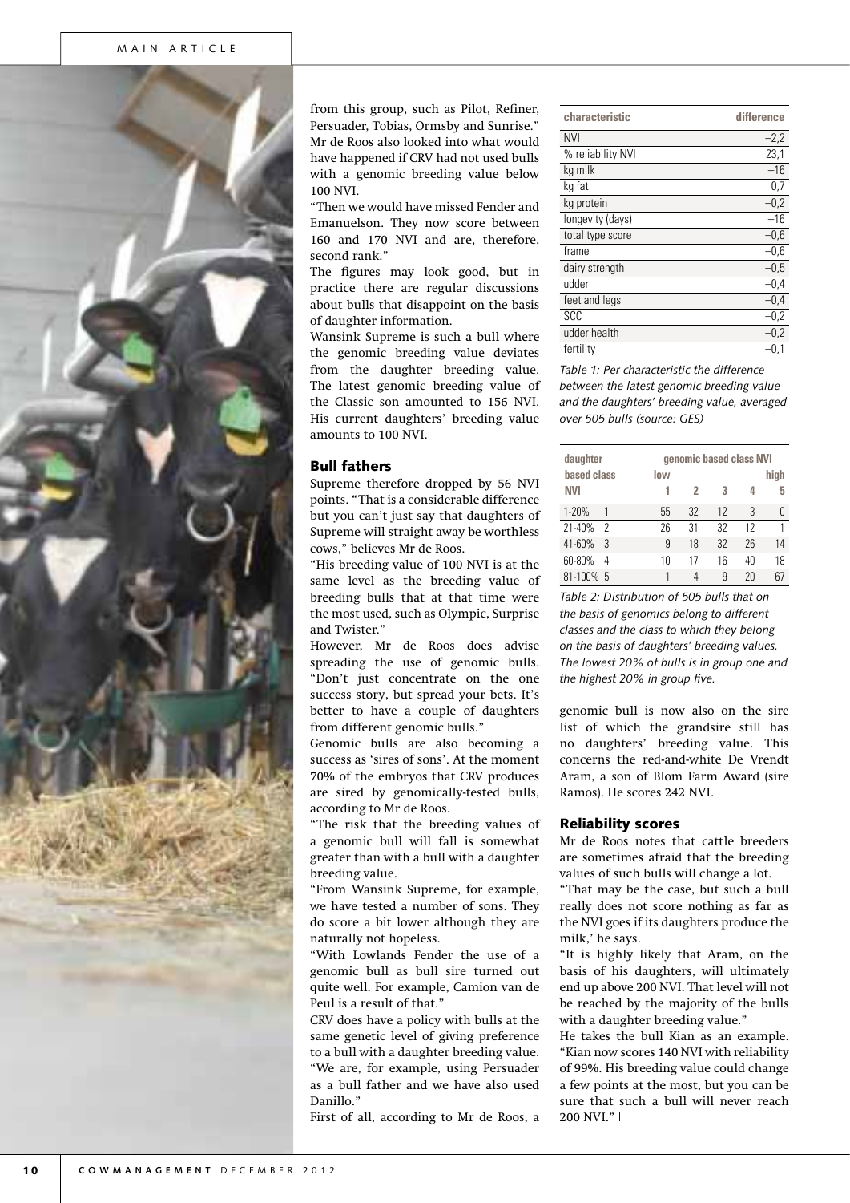from this group, such as Pilot, Refiner, Persuader, Tobias, Ormsby and Sunrise."

Mr de Roos also looked into what would have happened if CRV had not used bulls with a genomic breeding value below 100 NVI.

"Then we would have missed Fender and Emanuelson. They now score between 160 and 170 NVI and are, therefore, second rank."

The figures may look good, but in practice there are regular discussions about bulls that disappoint on the basis of daughter information.

Wansink Supreme is such a bull where the genomic breeding value deviates from the daughter breeding value. The latest genomic breeding value of the Classic son amounted to 156 NVI. His current daughters' breeding value amounts to 100 NVI.

## Bull fathers

Supreme therefore dropped by 56 NVI points. "That is a considerable difference but you can't just say that daughters of Supreme will straight away be worthless cows," believes Mr de Roos.

"His breeding value of 100 NVI is at the same level as the breeding value of breeding bulls that at that time were the most used, such as Olympic, Surprise and Twister."

However, Mr de Roos does advise spreading the use of genomic bulls. "Don't just concentrate on the one success story, but spread your bets. It's better to have a couple of daughters from different genomic bulls."

Genomic bulls are also becoming a success as 'sires of sons'. At the moment 70% of the embryos that CRV produces are sired by genomically-tested bulls, according to Mr de Roos.

"The risk that the breeding values of a genomic bull will fall is somewhat greater than with a bull with a daughter breeding value.

"From Wansink Supreme, for example, we have tested a number of sons. They do score a bit lower although they are naturally not hopeless.

"With Lowlands Fender the use of a genomic bull as bull sire turned out quite well. For example, Camion van de Peul is a result of that."

CRV does have a policy with bulls at the same genetic level of giving preference to a bull with a daughter breeding value. "We are, for example, using Persuader as a bull father and we have also used Danillo."

First of all, according to Mr de Roos, a

| characteristic | difference |
|---|---|
| NVI | –2,2 |
| % reliability NVI | 23,1 |
| kg milk | –16 |
| kg fat | 0,7 |
| kg protein | –0,2 |
| longevity (days) | –16 |
| total type score | –0,6 |
| frame | –0,6 |
| dairy strength | –0,5 |
| udder | –0,4 |
| feet and legs | –0,4 |
| SCC | –0,2 |
| udder health | –0,2 |
| fertility | –0,1 |

*Table 1: Per characteristic the difference between the latest genomic breeding value and the daughters' breeding value, averaged over 505 bulls (source: GES)*

| daughter based class NVI | | genomic based class NVI | | | | |
|---|---|---|---|---|---|---|
| | | low 1 | 2 | 3 | 4 | high 5 |
| 1-20% | 1 | 55 | 32 | 12 | 3 | 0 |
| 21-40% | 2 | 26 | 31 | 32 | 12 | 1 |
| 41-60% | 3 | 9 | 18 | 32 | 26 | 14 |
| 60-80% | 4 | 10 | 17 | 16 | 40 | 18 |
| 81-100% | 5 | 1 | 4 | 9 | 20 | 67 |

*Table 2: Distribution of 505 bulls that on the basis of genomics belong to different classes and the class to which they belong on the basis of daughters' breeding values. The lowest 20% of bulls is in group one and the highest 20% in group five.*

genomic bull is now also on the sire list of which the grandsire still has no daughters' breeding value. This concerns the red-and-white De Vrendt Aram, a son of Blom Farm Award (sire Ramos). He scores 242 NVI.

## Reliability scores

Mr de Roos notes that cattle breeders are sometimes afraid that the breeding values of such bulls will change a lot.

"That may be the case, but such a bull really does not score nothing as far as the NVI goes if its daughters produce the milk,' he says.

"It is highly likely that Aram, on the basis of his daughters, will ultimately end up above 200 NVI. That level will not be reached by the majority of the bulls with a daughter breeding value."

He takes the bull Kian as an example. "Kian now scores 140 NVI with reliability of 99%. His breeding value could change a few points at the most, but you can be sure that such a bull will never reach 200 NVI."